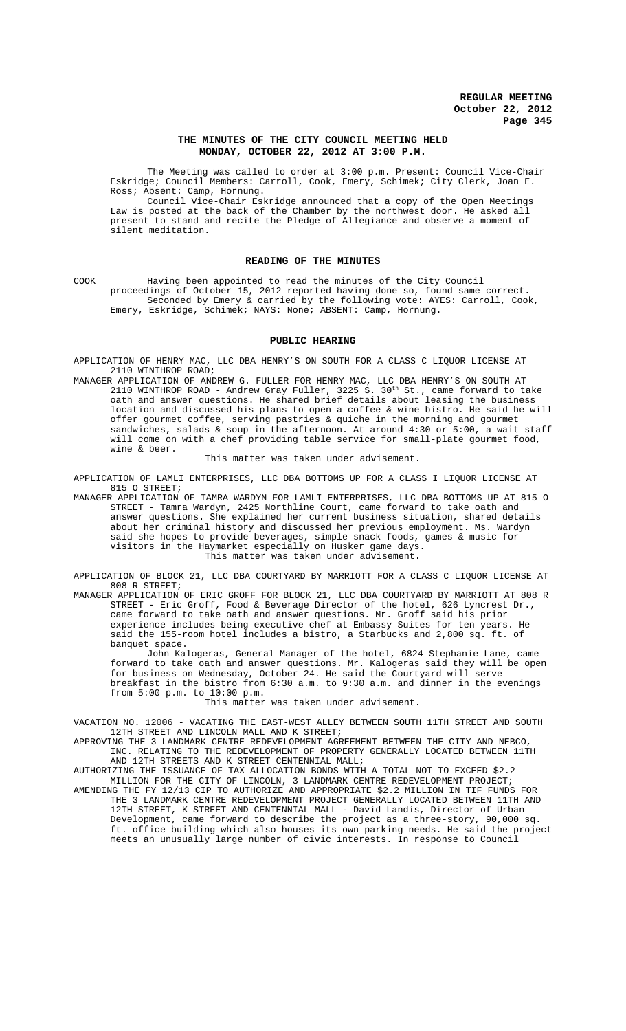### THE MINUTES OF THE CITY COUNCIL MEETING HELD MONDAY, OCTOBER 22, 2012 AT 3:00 P.M.

The Meeting was called to order at 3:00 p.m. Present: Council Vice-Chair Eskridge; Council Members: Carroll, Cook, Emery, Schimek; City Clerk, Joan E. Ross; Absent: Camp, Hornung.

Council Vice-Chair Eskridge announced that a copy of the Open Meetings Law is posted at the back of the Chamber by the northwest door. He asked all present to stand and recite the Pledge of Allegiance and observe a moment of silent meditation.

### READING OF THE MINUTES

COOK Having been appointed to read the minutes of the City Council proceedings of October 15, 2012 reported having done so, found same correct.

Seconded by Emery & carried by the following vote: AYES: Carroll, Cook, Emery, Eskridge, Schimek; NAYS: None; ABSENT: Camp, Hornung.

### PUBLIC HEARING

APPLICATION OF HENRY MAC, LLC DBA HENRY'S ON SOUTH FOR A CLASS C LIQUOR LICENSE AT 2110 WINTHROP ROAD;

MANAGER APPLICATION OF ANDREW G. FULLER FOR HENRY MAC, LLC DBA HENRY'S ON SOUTH AT 2110 WINTHROP ROAD - Andrew Gray Fuller, 3225 S. 30th St., came forward to take oath and answer questions. He shared brief details about leasing the business location and discussed his plans to open a coffee & wine bistro. He said he will offer gourmet coffee, serving pastries & quiche in the morning and gourmet sandwiches, salads & soup in the afternoon. At around 4:30 or 5:00, a wait staff will come on with a chef providing table service for small-plate gourmet food, wine & beer.

This matter was taken under advisement.

APPLICATION OF LAMLI ENTERPRISES, LLC DBA BOTTOMS UP FOR A CLASS I LIQUOR LICENSE AT 815 O STREET;

MANAGER APPLICATION OF TAMRA WARDYN FOR LAMLI ENTERPRISES, LLC DBA BOTTOMS UP AT 815 O STREET - Tamra Wardyn, 2425 Northline Court, came forward to take oath and answer questions. She explained her current business situation, shared details about her criminal history and discussed her previous employment. Ms. Wardyn said she hopes to provide beverages, simple snack foods, games & music for visitors in the Haymarket especially on Husker game days.

This matter was taken under advisement.

APPLICATION OF BLOCK 21, LLC DBA COURTYARD BY MARRIOTT FOR A CLASS C LIQUOR LICENSE AT 808 R STREET;

MANAGER APPLICATION OF ERIC GROFF FOR BLOCK 21, LLC DBA COURTYARD BY MARRIOTT AT 808 R STREET - Eric Groff, Food & Beverage Director of the hotel, 626 Lyncrest Dr., came forward to take oath and answer questions. Mr. Groff said his prior experience includes being executive chef at Embassy Suites for ten years. He said the 155-room hotel includes a bistro, a Starbucks and 2,800 sq. ft. of banquet space.

John Kalogeras, General Manager of the hotel, 6824 Stephanie Lane, came forward to take oath and answer questions. Mr. Kalogeras said they will be open for business on Wednesday, October 24. He said the Courtyard will serve breakfast in the bistro from 6:30 a.m. to 9:30 a.m. and dinner in the evenings from 5:00 p.m. to 10:00 p.m.

This matter was taken under advisement.

VACATION NO. 12006 - VACATING THE EAST-WEST ALLEY BETWEEN SOUTH 11TH STREET AND SOUTH 12TH STREET AND LINCOLN MALL AND K STREET;

APPROVING THE 3 LANDMARK CENTRE REDEVELOPMENT AGREEMENT BETWEEN THE CITY AND NEBCO, INC. RELATING TO THE REDEVELOPMENT OF PROPERTY GENERALLY LOCATED BETWEEN 11TH AND 12TH STREETS AND K STREET CENTENNIAL MALL;

AUTHORIZING THE ISSUANCE OF TAX ALLOCATION BONDS WITH A TOTAL NOT TO EXCEED $2.2 MILLION FOR THE CITY OF LINCOLN, 3 LANDMARK CENTRE REDEVELOPMENT PROJECT;

AMENDING THE FY 12/13 CIP TO AUTHORIZE AND APPROPRIATE $2.2 MILLION IN TIF FUNDS FOR THE 3 LANDMARK CENTRE REDEVELOPMENT PROJECT GENERALLY LOCATED BETWEEN 11TH AND 12TH STREET, K STREET AND CENTENNIAL MALL - David Landis, Director of Urban Development, came forward to describe the project as a three-story, 90,000 sq. ft. office building which also houses its own parking needs. He said the project meets an unusually large number of civic interests. In response to Council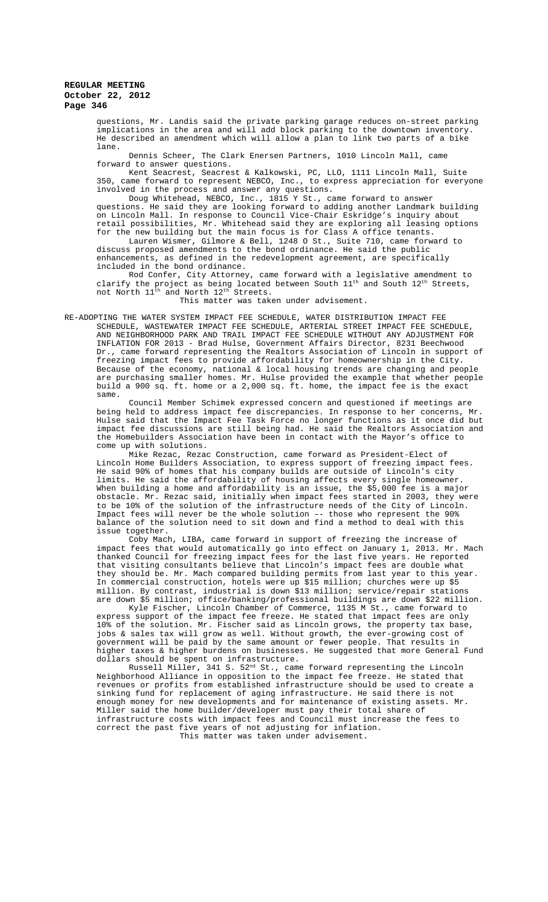questions, Mr. Landis said the private parking garage reduces on-street parking implications in the area and will add block parking to the downtown inventory. He described an amendment which will allow a plan to link two parts of a bike lane.

Dennis Scheer, The Clark Enersen Partners, 1010 Lincoln Mall, came forward to answer questions.

Kent Seacrest, Seacrest & Kalkowski, PC, LLO, 1111 Lincoln Mall, Suite 350, came forward to represent NEBCO, Inc., to express appreciation for everyone involved in the process and answer any questions.

Doug Whitehead, NEBCO, Inc., 1815 Y St., came forward to answer questions. He said they are looking forward to adding another Landmark building on Lincoln Mall. In response to Council Vice-Chair Eskridge's inquiry about retail possibilities, Mr. Whitehead said they are exploring all leasing options for the new building but the main focus is for Class A office tenants.

Lauren Wismer, Gilmore & Bell, 1248 O St., Suite 710, came forward to discuss proposed amendments to the bond ordinance. He said the public enhancements, as defined in the redevelopment agreement, are specifically included in the bond ordinance.

Rod Confer, City Attorney, came forward with a legislative amendment to clarify the project as being located between South 11th and South 12th Streets, not North 11th and North 12th Streets.

This matter was taken under advisement.

RE-ADOPTING THE WATER SYSTEM IMPACT FEE SCHEDULE, WATER DISTRIBUTION IMPACT FEE SCHEDULE, WASTEWATER IMPACT FEE SCHEDULE, ARTERIAL STREET IMPACT FEE SCHEDULE, AND NEIGHBORHOOD PARK AND TRAIL IMPACT FEE SCHEDULE WITHOUT ANY ADJUSTMENT FOR INFLATION FOR 2013 - Brad Hulse, Government Affairs Director, 8231 Beechwood Dr., came forward representing the Realtors Association of Lincoln in support of freezing impact fees to provide affordability for homeownership in the City. Because of the economy, national & local housing trends are changing and people are purchasing smaller homes. Mr. Hulse provided the example that whether people build a 900 sq. ft. home or a 2,000 sq. ft. home, the impact fee is the exact same.

Council Member Schimek expressed concern and questioned if meetings are being held to address impact fee discrepancies. In response to her concerns, Mr. Hulse said that the Impact Fee Task Force no longer functions as it once did but impact fee discussions are still being had. He said the Realtors Association and the Homebuilders Association have been in contact with the Mayor's office to come up with solutions.

Mike Rezac, Rezac Construction, came forward as President-Elect of Lincoln Home Builders Association, to express support of freezing impact fees. He said 90% of homes that his company builds are outside of Lincoln's city limits. He said the affordability of housing affects every single homeowner. When building a home and affordability is an issue, the $5,000 fee is a major obstacle. Mr. Rezac said, initially when impact fees started in 2003, they were to be 10% of the solution of the infrastructure needs of the City of Lincoln. Impact fees will never be the whole solution –- those who represent the 90% balance of the solution need to sit down and find a method to deal with this issue together.

Coby Mach, LIBA, came forward in support of freezing the increase of impact fees that would automatically go into effect on January 1, 2013. Mr. Mach thanked Council for freezing impact fees for the last five years. He reported that visiting consultants believe that Lincoln's impact fees are double what they should be. Mr. Mach compared building permits from last year to this year. In commercial construction, hotels were up $15 million; churches were up $5 million. By contrast, industrial is down $13 million; service/repair stations are down $5 million; office/banking/professional buildings are down $22 million.

Kyle Fischer, Lincoln Chamber of Commerce, 1135 M St., came forward to express support of the impact fee freeze. He stated that impact fees are only 10% of the solution. Mr. Fischer said as Lincoln grows, the property tax base, jobs & sales tax will grow as well. Without growth, the ever-growing cost of government will be paid by the same amount or fewer people. That results in higher taxes & higher burdens on businesses. He suggested that more General Fund dollars should be spent on infrastructure.

Russell Miller, 341 S. 52nd St., came forward representing the Lincoln Neighborhood Alliance in opposition to the impact fee freeze. He stated that revenues or profits from established infrastructure should be used to create a sinking fund for replacement of aging infrastructure. He said there is not enough money for new developments and for maintenance of existing assets. Mr. Miller said the home builder/developer must pay their total share of infrastructure costs with impact fees and Council must increase the fees to correct the past five years of not adjusting for inflation.

This matter was taken under advisement.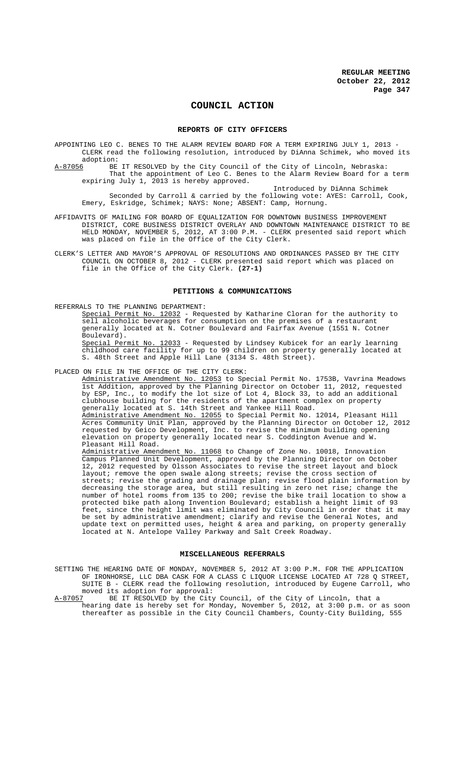# COUNCIL ACTION

## REPORTS OF CITY OFFICERS

APPOINTING LEO C. BENES TO THE ALARM REVIEW BOARD FOR A TERM EXPIRING JULY 1, 2013 - CLERK read the following resolution, introduced by DiAnna Schimek, who moved its adoption:

A-87056 BE IT RESOLVED by the City Council of the City of Lincoln, Nebraska:
That the appointment of Leo C. Benes to the Alarm Review Board for a term expiring July 1, 2013 is hereby approved.

Introduced by DiAnna Schimek

Seconded by Carroll & carried by the following vote: AYES: Carroll, Cook, Emery, Eskridge, Schimek; NAYS: None; ABSENT: Camp, Hornung.

AFFIDAVITS OF MAILING FOR BOARD OF EQUALIZATION FOR DOWNTOWN BUSINESS IMPROVEMENT DISTRICT, CORE BUSINESS DISTRICT OVERLAY AND DOWNTOWN MAINTENANCE DISTRICT TO BE HELD MONDAY, NOVEMBER 5, 2012, AT 3:00 P.M. - CLERK presented said report which was placed on file in the Office of the City Clerk.

CLERK'S LETTER AND MAYOR'S APPROVAL OF RESOLUTIONS AND ORDINANCES PASSED BY THE CITY COUNCIL ON OCTOBER 8, 2012 - CLERK presented said report which was placed on file in the Office of the City Clerk. **(27-1)**

## PETITIONS & COMMUNICATIONS

REFERRALS TO THE PLANNING DEPARTMENT:

Special Permit No. 12032 - Requested by Katharine Cloran for the authority to sell alcoholic beverages for consumption on the premises of a restaurant generally located at N. Cotner Boulevard and Fairfax Avenue (1551 N. Cotner Boulevard).

Special Permit No. 12033 - Requested by Lindsey Kubicek for an early learning childhood care facility for up to 99 children on property generally located at S. 48th Street and Apple Hill Lane (3134 S. 48th Street).

PLACED ON FILE IN THE OFFICE OF THE CITY CLERK:

Administrative Amendment No. 12053 to Special Permit No. 1753B, Vavrina Meadows 1st Addition, approved by the Planning Director on October 11, 2012, requested by ESP, Inc., to modify the lot size of Lot 4, Block 33, to add an additional clubhouse building for the residents of the apartment complex on property generally located at S. 14th Street and Yankee Hill Road.

Administrative Amendment No. 12055 to Special Permit No. 12014, Pleasant Hill Acres Community Unit Plan, approved by the Planning Director on October 12, 2012 requested by Geico Development, Inc. to revise the minimum building opening elevation on property generally located near S. Coddington Avenue and W. Pleasant Hill Road.

Administrative Amendment No. 11068 to Change of Zone No. 10018, Innovation Campus Planned Unit Development, approved by the Planning Director on October 12, 2012 requested by Olsson Associates to revise the street layout and block layout; remove the open swale along streets; revise the cross section of streets; revise the grading and drainage plan; revise flood plain information by decreasing the storage area, but still resulting in zero net rise; change the number of hotel rooms from 135 to 200; revise the bike trail location to show a protected bike path along Invention Boulevard; establish a height limit of 93 feet, since the height limit was eliminated by City Council in order that it may be set by administrative amendment; clarify and revise the General Notes, and update text on permitted uses, height & area and parking, on property generally located at N. Antelope Valley Parkway and Salt Creek Roadway.

## MISCELLANEOUS REFERRALS

SETTING THE HEARING DATE OF MONDAY, NOVEMBER 5, 2012 AT 3:00 P.M. FOR THE APPLICATION OF IRONHORSE, LLC DBA CASK FOR A CLASS C LIQUOR LICENSE LOCATED AT 728 Q STREET, SUITE B - CLERK read the following resolution, introduced by Eugene Carroll, who moved its adoption for approval:

A-87057 BE IT RESOLVED by the City Council, of the City of Lincoln, that a hearing date is hereby set for Monday, November 5, 2012, at 3:00 p.m. or as soon thereafter as possible in the City Council Chambers, County-City Building, 555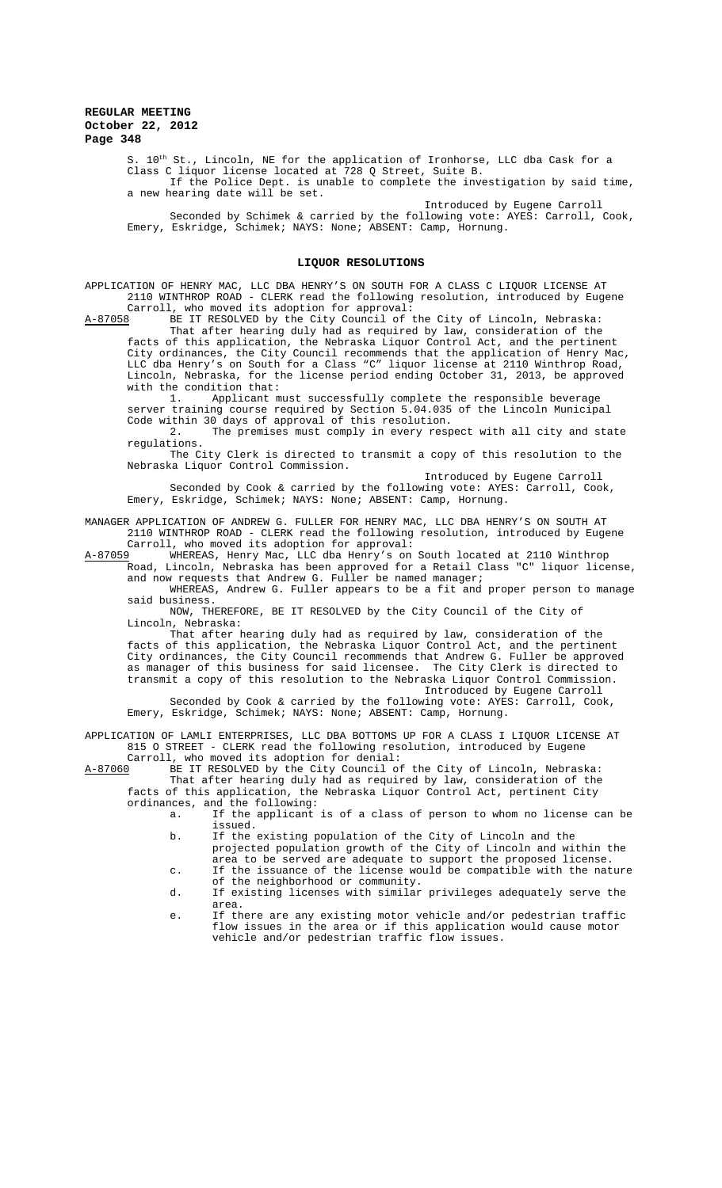S. 10th St., Lincoln, NE for the application of Ironhorse, LLC dba Cask for a Class C liquor license located at 728 Q Street, Suite B.

If the Police Dept. is unable to complete the investigation by said time, a new hearing date will be set.

Introduced by Eugene Carroll

Seconded by Schimek & carried by the following vote: AYES: Carroll, Cook, Emery, Eskridge, Schimek; NAYS: None; ABSENT: Camp, Hornung.

## LIQUOR RESOLUTIONS

APPLICATION OF HENRY MAC, LLC DBA HENRY'S ON SOUTH FOR A CLASS C LIQUOR LICENSE AT 2110 WINTHROP ROAD - CLERK read the following resolution, introduced by Eugene Carroll, who moved its adoption for approval:

A-87058 BE IT RESOLVED by the City Council of the City of Lincoln, Nebraska:

That after hearing duly had as required by law, consideration of the facts of this application, the Nebraska Liquor Control Act, and the pertinent City ordinances, the City Council recommends that the application of Henry Mac, LLC dba Henry's on South for a Class "C" liquor license at 2110 Winthrop Road, Lincoln, Nebraska, for the license period ending October 31, 2013, be approved with the condition that:

1. Applicant must successfully complete the responsible beverage server training course required by Section 5.04.035 of the Lincoln Municipal Code within 30 days of approval of this resolution.
2. The premises must comply in every respect with all city and state regulations.

The City Clerk is directed to transmit a copy of this resolution to the Nebraska Liquor Control Commission.

Introduced by Eugene Carroll

Seconded by Cook & carried by the following vote: AYES: Carroll, Cook, Emery, Eskridge, Schimek; NAYS: None; ABSENT: Camp, Hornung.

MANAGER APPLICATION OF ANDREW G. FULLER FOR HENRY MAC, LLC DBA HENRY'S ON SOUTH AT 2110 WINTHROP ROAD - CLERK read the following resolution, introduced by Eugene Carroll, who moved its adoption for approval:

A-87059 WHEREAS, Henry Mac, LLC dba Henry's on South located at 2110 Winthrop Road, Lincoln, Nebraska has been approved for a Retail Class "C" liquor license, and now requests that Andrew G. Fuller be named manager;

WHEREAS, Andrew G. Fuller appears to be a fit and proper person to manage said business.

NOW, THEREFORE, BE IT RESOLVED by the City Council of the City of Lincoln, Nebraska:

That after hearing duly had as required by law, consideration of the facts of this application, the Nebraska Liquor Control Act, and the pertinent City ordinances, the City Council recommends that Andrew G. Fuller be approved as manager of this business for said licensee. The City Clerk is directed to transmit a copy of this resolution to the Nebraska Liquor Control Commission.

Introduced by Eugene Carroll

Seconded by Cook & carried by the following vote: AYES: Carroll, Cook, Emery, Eskridge, Schimek; NAYS: None; ABSENT: Camp, Hornung.

APPLICATION OF LAMLI ENTERPRISES, LLC DBA BOTTOMS UP FOR A CLASS I LIQUOR LICENSE AT 815 O STREET - CLERK read the following resolution, introduced by Eugene Carroll, who moved its adoption for denial:

A-87060 BE IT RESOLVED by the City Council of the City of Lincoln, Nebraska:

That after hearing duly had as required by law, consideration of the facts of this application, the Nebraska Liquor Control Act, pertinent City ordinances, and the following:

a. If the applicant is of a class of person to whom no license can be issued.
b. If the existing population of the City of Lincoln and the projected population growth of the City of Lincoln and within the area to be served are adequate to support the proposed license.
c. If the issuance of the license would be compatible with the nature of the neighborhood or community.
d. If existing licenses with similar privileges adequately serve the area.
e. If there are any existing motor vehicle and/or pedestrian traffic flow issues in the area or if this application would cause motor vehicle and/or pedestrian traffic flow issues.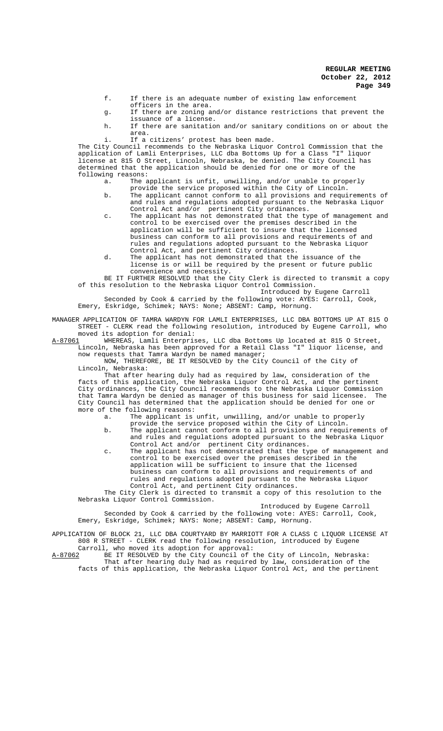f. If there is an adequate number of existing law enforcement officers in the area.

g. If there are zoning and/or distance restrictions that prevent the issuance of a license.

h. If there are sanitation and/or sanitary conditions on or about the area.

i. If a citizens' protest has been made.

The City Council recommends to the Nebraska Liquor Control Commission that the application of Lamli Enterprises, LLC dba Bottoms Up for a Class "I" liquor license at 815 O Street, Lincoln, Nebraska, be denied. The City Council has determined that the application should be denied for one or more of the following reasons:

a. The applicant is unfit, unwilling, and/or unable to properly provide the service proposed within the City of Lincoln.

b. The applicant cannot conform to all provisions and requirements of and rules and regulations adopted pursuant to the Nebraska Liquor Control Act and/or pertinent City ordinances.

c. The applicant has not demonstrated that the type of management and control to be exercised over the premises described in the application will be sufficient to insure that the licensed business can conform to all provisions and requirements of and rules and regulations adopted pursuant to the Nebraska Liquor Control Act, and pertinent City ordinances.

d. The applicant has not demonstrated that the issuance of the license is or will be required by the present or future public convenience and necessity.

BE IT FURTHER RESOLVED that the City Clerk is directed to transmit a copy of this resolution to the Nebraska Liquor Control Commission.

Introduced by Eugene Carroll

Seconded by Cook & carried by the following vote: AYES: Carroll, Cook, Emery, Eskridge, Schimek; NAYS: None; ABSENT: Camp, Hornung.

MANAGER APPLICATION OF TAMRA WARDYN FOR LAMLI ENTERPRISES, LLC DBA BOTTOMS UP AT 815 O STREET - CLERK read the following resolution, introduced by Eugene Carroll, who moved its adoption for denial:

A-87061 WHEREAS, Lamli Enterprises, LLC dba Bottoms Up located at 815 O Street, Lincoln, Nebraska has been approved for a Retail Class "I" liquor license, and now requests that Tamra Wardyn be named manager;

NOW, THEREFORE, BE IT RESOLVED by the City Council of the City of Lincoln, Nebraska:

That after hearing duly had as required by law, consideration of the facts of this application, the Nebraska Liquor Control Act, and the pertinent City ordinances, the City Council recommends to the Nebraska Liquor Commission that Tamra Wardyn be denied as manager of this business for said licensee. The City Council has determined that the application should be denied for one or more of the following reasons:

a. The applicant is unfit, unwilling, and/or unable to properly provide the service proposed within the City of Lincoln.

b. The applicant cannot conform to all provisions and requirements of and rules and regulations adopted pursuant to the Nebraska Liquor Control Act and/or pertinent City ordinances.

c. The applicant has not demonstrated that the type of management and control to be exercised over the premises described in the application will be sufficient to insure that the licensed business can conform to all provisions and requirements of and rules and regulations adopted pursuant to the Nebraska Liquor Control Act, and pertinent City ordinances.

The City Clerk is directed to transmit a copy of this resolution to the Nebraska Liquor Control Commission.

Introduced by Eugene Carroll

Seconded by Cook & carried by the following vote: AYES: Carroll, Cook, Emery, Eskridge, Schimek; NAYS: None; ABSENT: Camp, Hornung.

APPLICATION OF BLOCK 21, LLC DBA COURTYARD BY MARRIOTT FOR A CLASS C LIQUOR LICENSE AT 808 R STREET - CLERK read the following resolution, introduced by Eugene Carroll, who moved its adoption for approval:

A-87062 BE IT RESOLVED by the City Council of the City of Lincoln, Nebraska:

That after hearing duly had as required by law, consideration of the facts of this application, the Nebraska Liquor Control Act, and the pertinent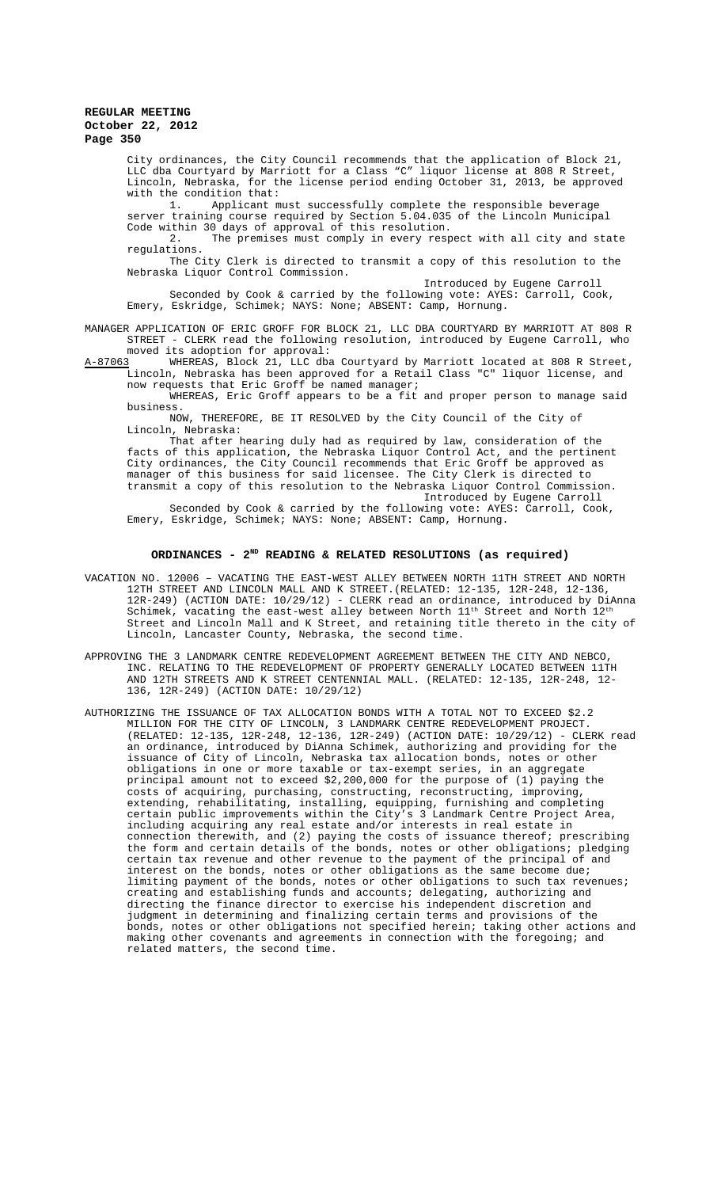City ordinances, the City Council recommends that the application of Block 21, LLC dba Courtyard by Marriott for a Class "C" liquor license at 808 R Street, Lincoln, Nebraska, for the license period ending October 31, 2013, be approved with the condition that:

1. Applicant must successfully complete the responsible beverage server training course required by Section 5.04.035 of the Lincoln Municipal Code within 30 days of approval of this resolution.

2. The premises must comply in every respect with all city and state regulations.

The City Clerk is directed to transmit a copy of this resolution to the Nebraska Liquor Control Commission.

Introduced by Eugene Carroll

Seconded by Cook & carried by the following vote: AYES: Carroll, Cook, Emery, Eskridge, Schimek; NAYS: None; ABSENT: Camp, Hornung.

MANAGER APPLICATION OF ERIC GROFF FOR BLOCK 21, LLC DBA COURTYARD BY MARRIOTT AT 808 R STREET - CLERK read the following resolution, introduced by Eugene Carroll, who moved its adoption for approval:

A-87063 WHEREAS, Block 21, LLC dba Courtyard by Marriott located at 808 R Street, Lincoln, Nebraska has been approved for a Retail Class "C" liquor license, and now requests that Eric Groff be named manager;

WHEREAS, Eric Groff appears to be a fit and proper person to manage said business.

NOW, THEREFORE, BE IT RESOLVED by the City Council of the City of Lincoln, Nebraska:

That after hearing duly had as required by law, consideration of the facts of this application, the Nebraska Liquor Control Act, and the pertinent City ordinances, the City Council recommends that Eric Groff be approved as manager of this business for said licensee. The City Clerk is directed to transmit a copy of this resolution to the Nebraska Liquor Control Commission.

Introduced by Eugene Carroll

Seconded by Cook & carried by the following vote: AYES: Carroll, Cook, Emery, Eskridge, Schimek; NAYS: None; ABSENT: Camp, Hornung.

## ORDINANCES - 2ND READING & RELATED RESOLUTIONS (as required)

VACATION NO. 12006 – VACATING THE EAST-WEST ALLEY BETWEEN NORTH 11TH STREET AND NORTH 12TH STREET AND LINCOLN MALL AND K STREET.(RELATED: 12-135, 12R-248, 12-136, 12R-249) (ACTION DATE: 10/29/12) - CLERK read an ordinance, introduced by DiAnna Schimek, vacating the east-west alley between North 11th Street and North 12th Street and Lincoln Mall and K Street, and retaining title thereto in the city of Lincoln, Lancaster County, Nebraska, the second time.

APPROVING THE 3 LANDMARK CENTRE REDEVELOPMENT AGREEMENT BETWEEN THE CITY AND NEBCO, INC. RELATING TO THE REDEVELOPMENT OF PROPERTY GENERALLY LOCATED BETWEEN 11TH AND 12TH STREETS AND K STREET CENTENNIAL MALL. (RELATED: 12-135, 12R-248, 12-136, 12R-249) (ACTION DATE: 10/29/12)

AUTHORIZING THE ISSUANCE OF TAX ALLOCATION BONDS WITH A TOTAL NOT TO EXCEED $2.2 MILLION FOR THE CITY OF LINCOLN, 3 LANDMARK CENTRE REDEVELOPMENT PROJECT. (RELATED: 12-135, 12R-248, 12-136, 12R-249) (ACTION DATE: 10/29/12) - CLERK read an ordinance, introduced by DiAnna Schimek, authorizing and providing for the issuance of City of Lincoln, Nebraska tax allocation bonds, notes or other obligations in one or more taxable or tax-exempt series, in an aggregate principal amount not to exceed $2,200,000 for the purpose of (1) paying the costs of acquiring, purchasing, constructing, reconstructing, improving, extending, rehabilitating, installing, equipping, furnishing and completing certain public improvements within the City's 3 Landmark Centre Project Area, including acquiring any real estate and/or interests in real estate in connection therewith, and (2) paying the costs of issuance thereof; prescribing the form and certain details of the bonds, notes or other obligations; pledging certain tax revenue and other revenue to the payment of the principal of and interest on the bonds, notes or other obligations as the same become due; limiting payment of the bonds, notes or other obligations to such tax revenues; creating and establishing funds and accounts; delegating, authorizing and directing the finance director to exercise his independent discretion and judgment in determining and finalizing certain terms and provisions of the bonds, notes or other obligations not specified herein; taking other actions and making other covenants and agreements in connection with the foregoing; and related matters, the second time.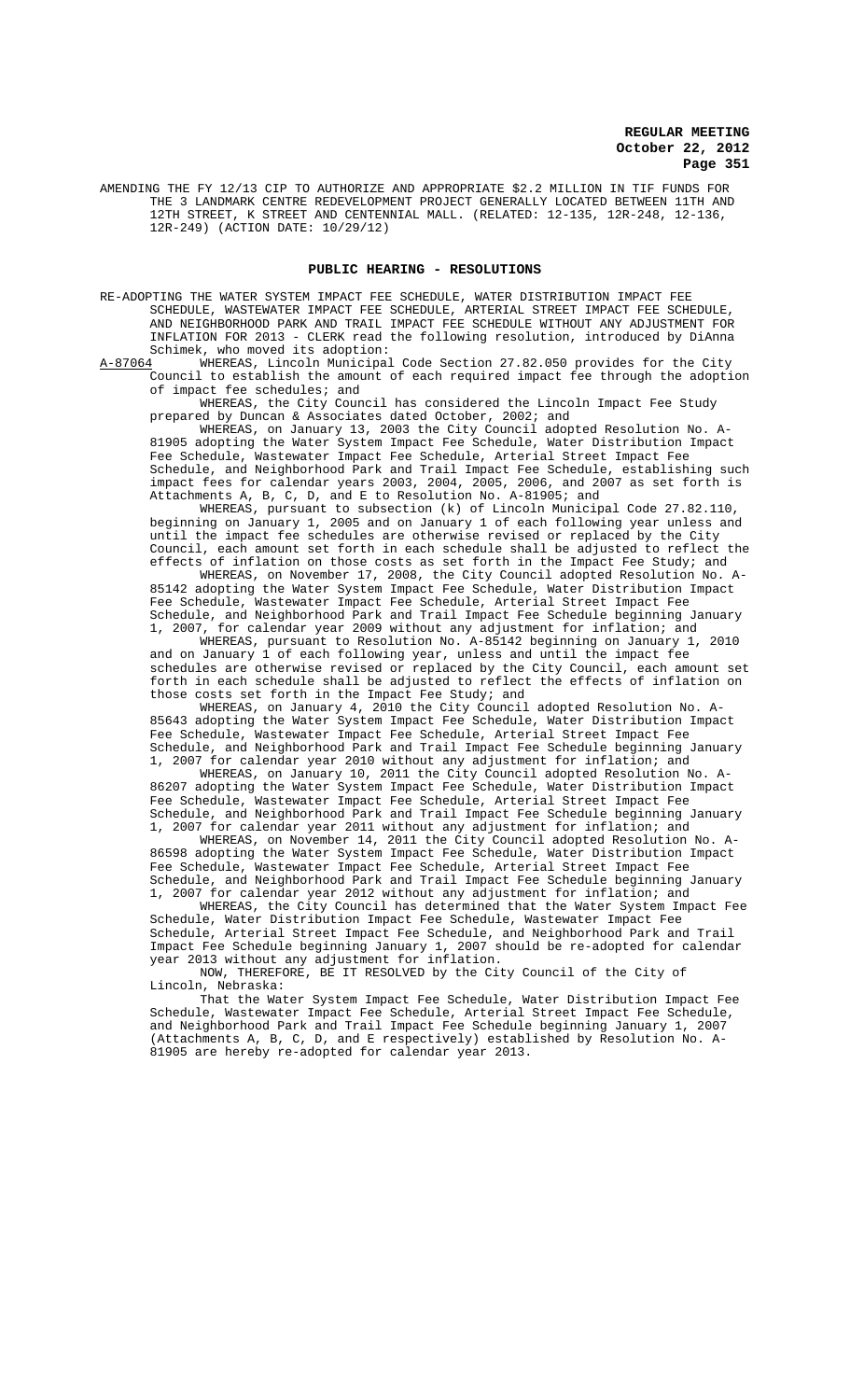AMENDING THE FY 12/13 CIP TO AUTHORIZE AND APPROPRIATE $2.2 MILLION IN TIF FUNDS FOR THE 3 LANDMARK CENTRE REDEVELOPMENT PROJECT GENERALLY LOCATED BETWEEN 11TH AND 12TH STREET, K STREET AND CENTENNIAL MALL. (RELATED: 12-135, 12R-248, 12-136, 12R-249) (ACTION DATE: 10/29/12)

## PUBLIC HEARING - RESOLUTIONS

RE-ADOPTING THE WATER SYSTEM IMPACT FEE SCHEDULE, WATER DISTRIBUTION IMPACT FEE SCHEDULE, WASTEWATER IMPACT FEE SCHEDULE, ARTERIAL STREET IMPACT FEE SCHEDULE, AND NEIGHBORHOOD PARK AND TRAIL IMPACT FEE SCHEDULE WITHOUT ANY ADJUSTMENT FOR INFLATION FOR 2013 - CLERK read the following resolution, introduced by DiAnna Schimek, who moved its adoption:

A-87064 WHEREAS, Lincoln Municipal Code Section 27.82.050 provides for the City Council to establish the amount of each required impact fee through the adoption of impact fee schedules; and

WHEREAS, the City Council has considered the Lincoln Impact Fee Study prepared by Duncan & Associates dated October, 2002; and

WHEREAS, on January 13, 2003 the City Council adopted Resolution No. A-81905 adopting the Water System Impact Fee Schedule, Water Distribution Impact Fee Schedule, Wastewater Impact Fee Schedule, Arterial Street Impact Fee Schedule, and Neighborhood Park and Trail Impact Fee Schedule, establishing such impact fees for calendar years 2003, 2004, 2005, 2006, and 2007 as set forth is Attachments A, B, C, D, and E to Resolution No. A-81905; and

WHEREAS, pursuant to subsection (k) of Lincoln Municipal Code 27.82.110, beginning on January 1, 2005 and on January 1 of each following year unless and until the impact fee schedules are otherwise revised or replaced by the City Council, each amount set forth in each schedule shall be adjusted to reflect the effects of inflation on those costs as set forth in the Impact Fee Study; and

WHEREAS, on November 17, 2008, the City Council adopted Resolution No. A-85142 adopting the Water System Impact Fee Schedule, Water Distribution Impact Fee Schedule, Wastewater Impact Fee Schedule, Arterial Street Impact Fee Schedule, and Neighborhood Park and Trail Impact Fee Schedule beginning January 1, 2007, for calendar year 2009 without any adjustment for inflation; and

WHEREAS, pursuant to Resolution No. A-85142 beginning on January 1, 2010 and on January 1 of each following year, unless and until the impact fee schedules are otherwise revised or replaced by the City Council, each amount set forth in each schedule shall be adjusted to reflect the effects of inflation on those costs set forth in the Impact Fee Study; and

WHEREAS, on January 4, 2010 the City Council adopted Resolution No. A-85643 adopting the Water System Impact Fee Schedule, Water Distribution Impact Fee Schedule, Wastewater Impact Fee Schedule, Arterial Street Impact Fee Schedule, and Neighborhood Park and Trail Impact Fee Schedule beginning January 1, 2007 for calendar year 2010 without any adjustment for inflation; and

WHEREAS, on January 10, 2011 the City Council adopted Resolution No. A-86207 adopting the Water System Impact Fee Schedule, Water Distribution Impact Fee Schedule, Wastewater Impact Fee Schedule, Arterial Street Impact Fee Schedule, and Neighborhood Park and Trail Impact Fee Schedule beginning January 1, 2007 for calendar year 2011 without any adjustment for inflation; and

WHEREAS, on November 14, 2011 the City Council adopted Resolution No. A-86598 adopting the Water System Impact Fee Schedule, Water Distribution Impact Fee Schedule, Wastewater Impact Fee Schedule, Arterial Street Impact Fee Schedule, and Neighborhood Park and Trail Impact Fee Schedule beginning January 1, 2007 for calendar year 2012 without any adjustment for inflation; and

WHEREAS, the City Council has determined that the Water System Impact Fee Schedule, Water Distribution Impact Fee Schedule, Wastewater Impact Fee Schedule, Arterial Street Impact Fee Schedule, and Neighborhood Park and Trail Impact Fee Schedule beginning January 1, 2007 should be re-adopted for calendar year 2013 without any adjustment for inflation.

NOW, THEREFORE, BE IT RESOLVED by the City Council of the City of Lincoln, Nebraska:

That the Water System Impact Fee Schedule, Water Distribution Impact Fee Schedule, Wastewater Impact Fee Schedule, Arterial Street Impact Fee Schedule, and Neighborhood Park and Trail Impact Fee Schedule beginning January 1, 2007 (Attachments A, B, C, D, and E respectively) established by Resolution No. A-81905 are hereby re-adopted for calendar year 2013.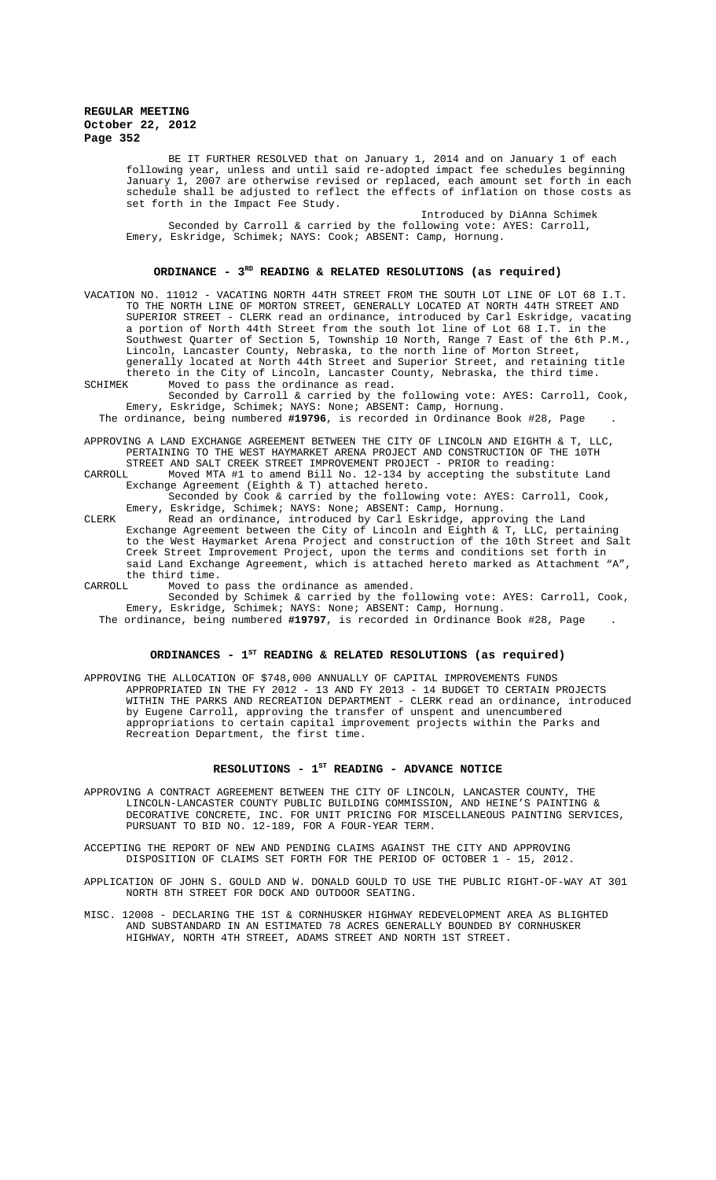BE IT FURTHER RESOLVED that on January 1, 2014 and on January 1 of each following year, unless and until said re-adopted impact fee schedules beginning January 1, 2007 are otherwise revised or replaced, each amount set forth in each schedule shall be adjusted to reflect the effects of inflation on those costs as set forth in the Impact Fee Study.

Introduced by DiAnna Schimek

Seconded by Carroll & carried by the following vote: AYES: Carroll, Emery, Eskridge, Schimek; NAYS: Cook; ABSENT: Camp, Hornung.

## ORDINANCE - 3RD READING & RELATED RESOLUTIONS (as required)

VACATION NO. 11012 - VACATING NORTH 44TH STREET FROM THE SOUTH LOT LINE OF LOT 68 I.T. TO THE NORTH LINE OF MORTON STREET, GENERALLY LOCATED AT NORTH 44TH STREET AND SUPERIOR STREET - CLERK read an ordinance, introduced by Carl Eskridge, vacating a portion of North 44th Street from the south lot line of Lot 68 I.T. in the Southwest Quarter of Section 5, Township 10 North, Range 7 East of the 6th P.M., Lincoln, Lancaster County, Nebraska, to the north line of Morton Street, generally located at North 44th Street and Superior Street, and retaining title thereto in the City of Lincoln, Lancaster County, Nebraska, the third time.

SCHIMEK Moved to pass the ordinance as read.

Seconded by Carroll & carried by the following vote: AYES: Carroll, Cook, Emery, Eskridge, Schimek; NAYS: None; ABSENT: Camp, Hornung.

The ordinance, being numbered **#19796**, is recorded in Ordinance Book #28, Page .

APPROVING A LAND EXCHANGE AGREEMENT BETWEEN THE CITY OF LINCOLN AND EIGHTH & T, LLC, PERTAINING TO THE WEST HAYMARKET ARENA PROJECT AND CONSTRUCTION OF THE 10TH STREET AND SALT CREEK STREET IMPROVEMENT PROJECT - PRIOR to reading:

CARROLL Moved MTA #1 to amend Bill No. 12-134 by accepting the substitute Land Exchange Agreement (Eighth & T) attached hereto.

Seconded by Cook & carried by the following vote: AYES: Carroll, Cook, Emery, Eskridge, Schimek; NAYS: None; ABSENT: Camp, Hornung.

CLERK Read an ordinance, introduced by Carl Eskridge, approving the Land Exchange Agreement between the City of Lincoln and Eighth & T, LLC, pertaining to the West Haymarket Arena Project and construction of the 10th Street and Salt Creek Street Improvement Project, upon the terms and conditions set forth in said Land Exchange Agreement, which is attached hereto marked as Attachment "A", the third time.

CARROLL Moved to pass the ordinance as amended.

Seconded by Schimek & carried by the following vote: AYES: Carroll, Cook, Emery, Eskridge, Schimek; NAYS: None; ABSENT: Camp, Hornung.

The ordinance, being numbered **#19797**, is recorded in Ordinance Book #28, Page .

## ORDINANCES - 1ST READING & RELATED RESOLUTIONS (as required)

APPROVING THE ALLOCATION OF $748,000 ANNUALLY OF CAPITAL IMPROVEMENTS FUNDS APPROPRIATED IN THE FY 2012 - 13 AND FY 2013 - 14 BUDGET TO CERTAIN PROJECTS WITHIN THE PARKS AND RECREATION DEPARTMENT - CLERK read an ordinance, introduced by Eugene Carroll, approving the transfer of unspent and unencumbered appropriations to certain capital improvement projects within the Parks and Recreation Department, the first time.

## RESOLUTIONS - 1ST READING - ADVANCE NOTICE

APPROVING A CONTRACT AGREEMENT BETWEEN THE CITY OF LINCOLN, LANCASTER COUNTY, THE LINCOLN-LANCASTER COUNTY PUBLIC BUILDING COMMISSION, AND HEINE'S PAINTING & DECORATIVE CONCRETE, INC. FOR UNIT PRICING FOR MISCELLANEOUS PAINTING SERVICES, PURSUANT TO BID NO. 12-189, FOR A FOUR-YEAR TERM.

ACCEPTING THE REPORT OF NEW AND PENDING CLAIMS AGAINST THE CITY AND APPROVING DISPOSITION OF CLAIMS SET FORTH FOR THE PERIOD OF OCTOBER 1 - 15, 2012.

APPLICATION OF JOHN S. GOULD AND W. DONALD GOULD TO USE THE PUBLIC RIGHT-OF-WAY AT 301 NORTH 8TH STREET FOR DOCK AND OUTDOOR SEATING.

MISC. 12008 - DECLARING THE 1ST & CORNHUSKER HIGHWAY REDEVELOPMENT AREA AS BLIGHTED AND SUBSTANDARD IN AN ESTIMATED 78 ACRES GENERALLY BOUNDED BY CORNHUSKER HIGHWAY, NORTH 4TH STREET, ADAMS STREET AND NORTH 1ST STREET.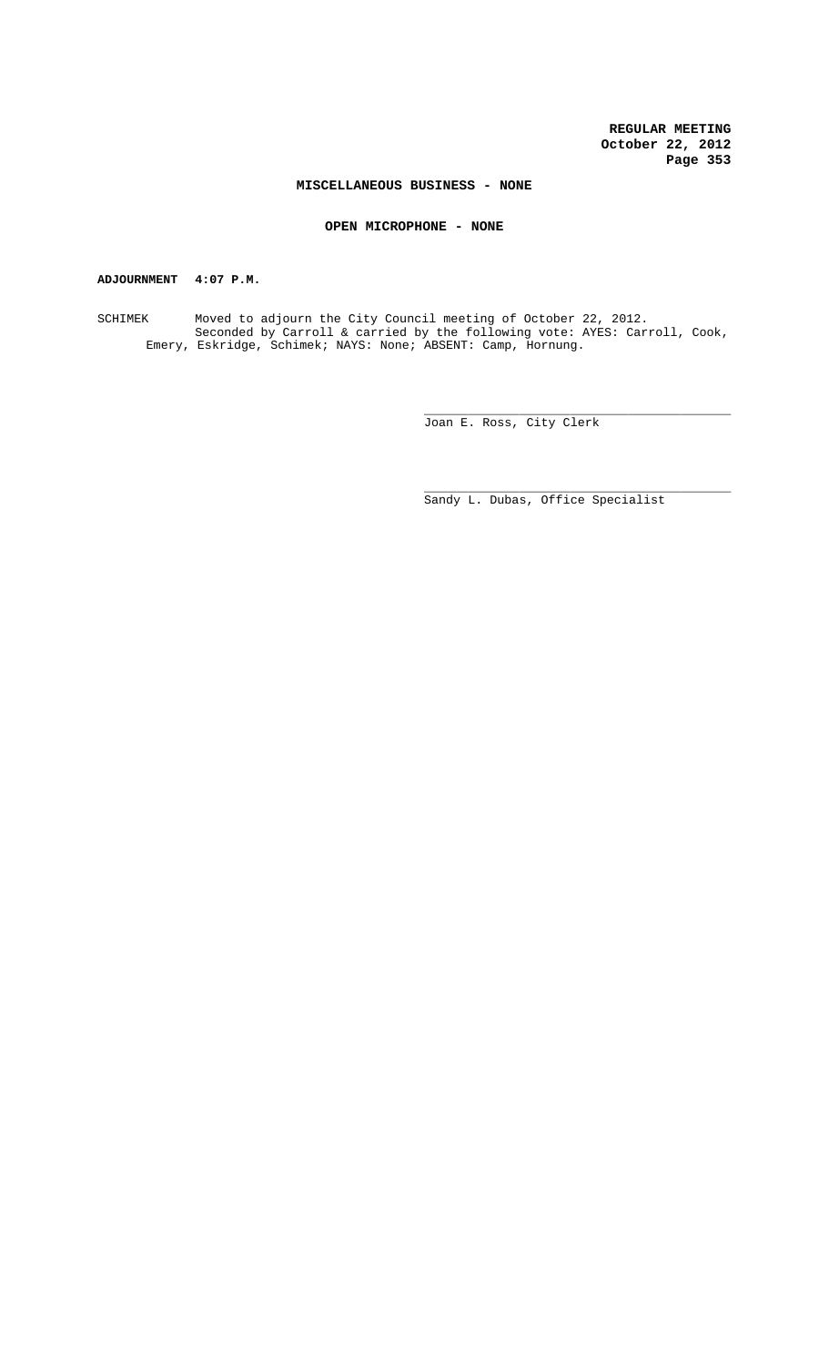**MISCELLANEOUS BUSINESS - NONE**

**OPEN MICROPHONE - NONE**

**ADJOURNMENT 4:07 P.M.**

SCHIMEK Moved to adjourn the City Council meeting of October 22, 2012.
Seconded by Carroll & carried by the following vote: AYES: Carroll, Cook, Emery, Eskridge, Schimek; NAYS: None; ABSENT: Camp, Hornung.

\_\_\_\_\_\_\_\_\_\_\_\_\_\_\_\_\_\_\_\_\_\_\_\_\_\_\_\_\_\_\_\_\_\_\_\_\_\_\_\_
Joan E. Ross, City Clerk

\_\_\_\_\_\_\_\_\_\_\_\_\_\_\_\_\_\_\_\_\_\_\_\_\_\_\_\_\_\_\_\_\_\_\_\_\_\_\_\_
Sandy L. Dubas, Office Specialist